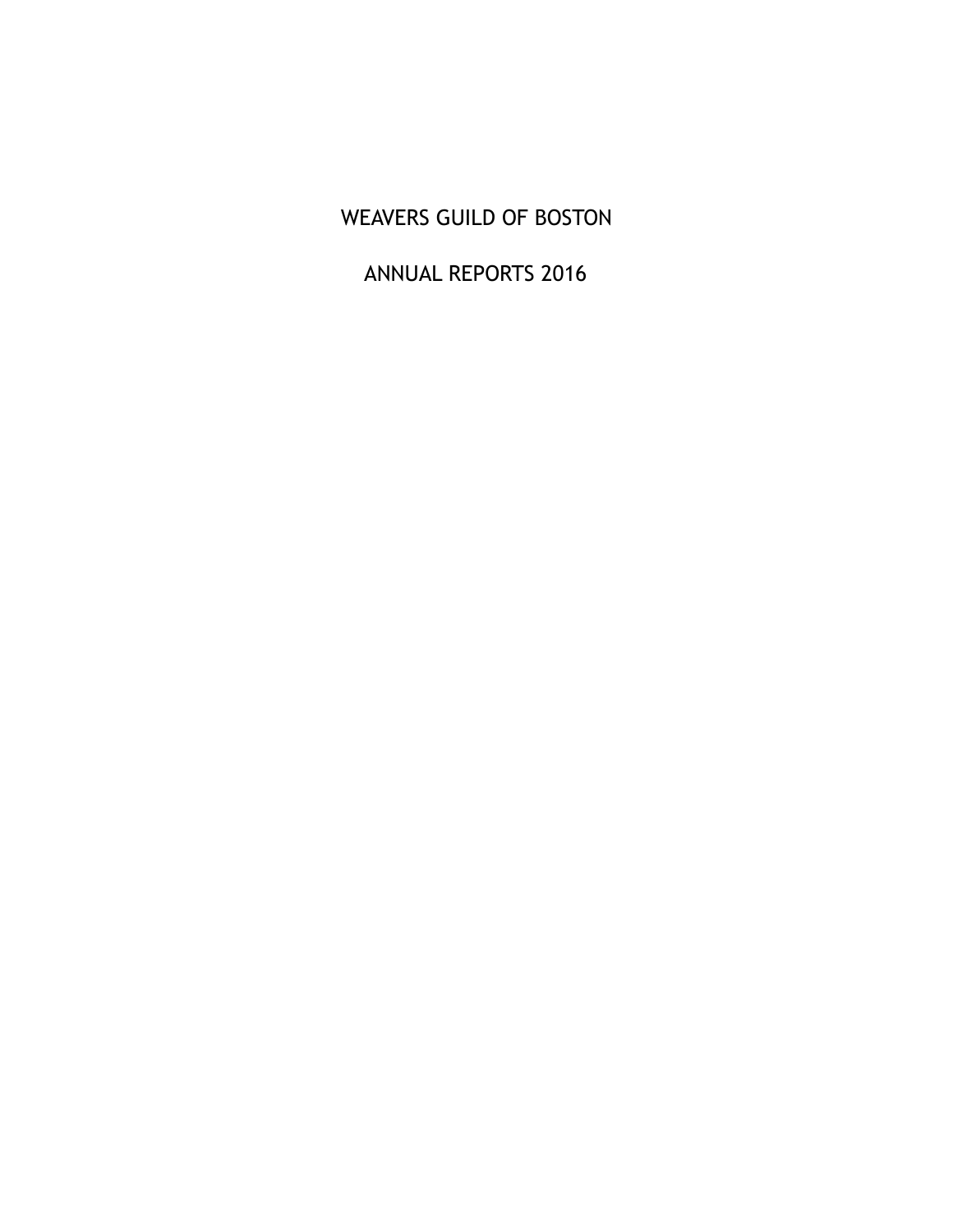# WEAVERS GUILD OF BOSTON

## ANNUAL REPORTS 2016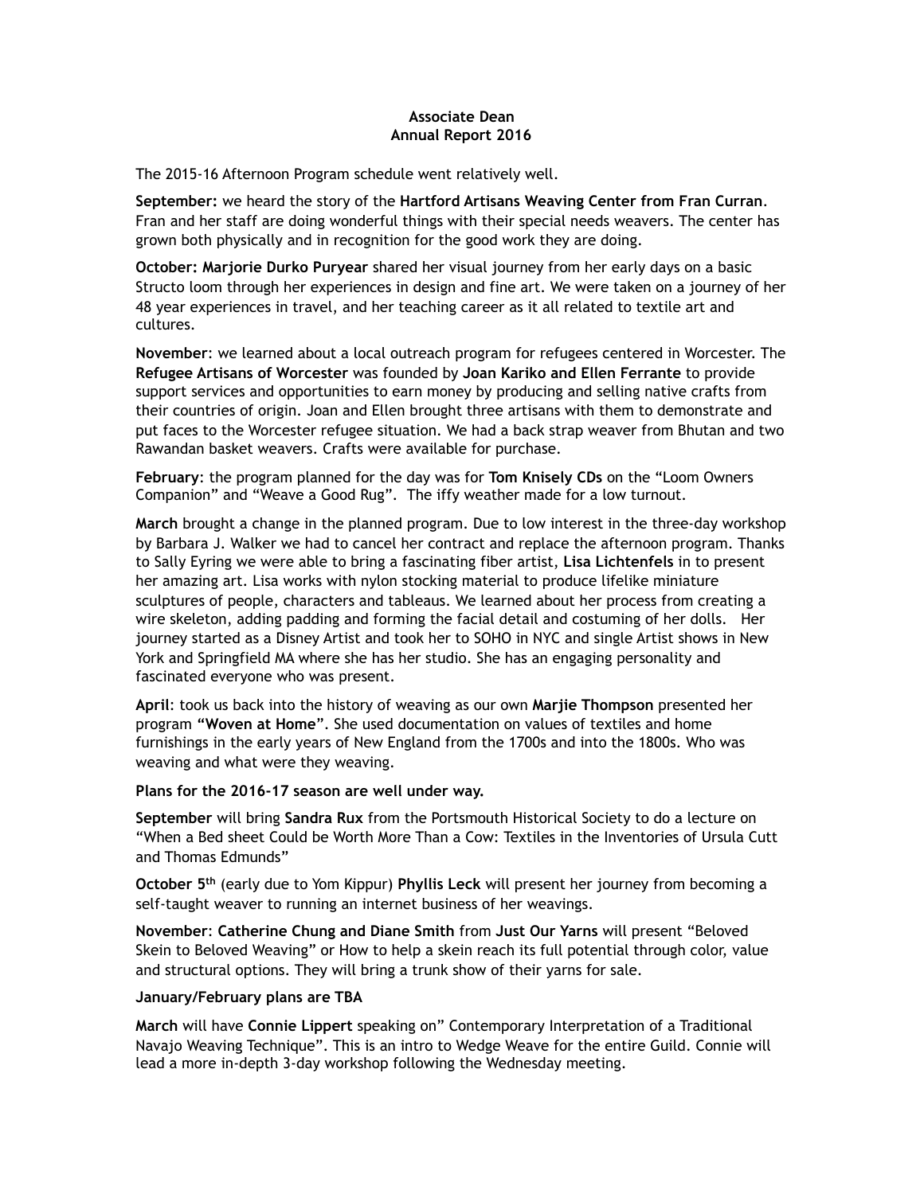**Associate Dean**
**Annual Report 2016**

The 2015-16 Afternoon Program schedule went relatively well.

**September:** we heard the story of the **Hartford Artisans Weaving Center from Fran Curran**. Fran and her staff are doing wonderful things with their special needs weavers. The center has grown both physically and in recognition for the good work they are doing.

**October: Marjorie Durko Puryear** shared her visual journey from her early days on a basic Structo loom through her experiences in design and fine art. We were taken on a journey of her 48 year experiences in travel, and her teaching career as it all related to textile art and cultures.

**November**: we learned about a local outreach program for refugees centered in Worcester. The **Refugee Artisans of Worcester** was founded by **Joan Kariko and Ellen Ferrante** to provide support services and opportunities to earn money by producing and selling native crafts from their countries of origin. Joan and Ellen brought three artisans with them to demonstrate and put faces to the Worcester refugee situation. We had a back strap weaver from Bhutan and two Rawandan basket weavers. Crafts were available for purchase.

**February**: the program planned for the day was for **Tom Knisely CDs** on the "Loom Owners Companion" and "Weave a Good Rug". The iffy weather made for a low turnout.

**March** brought a change in the planned program. Due to low interest in the three-day workshop by Barbara J. Walker we had to cancel her contract and replace the afternoon program. Thanks to Sally Eyring we were able to bring a fascinating fiber artist, **Lisa Lichtenfels** in to present her amazing art. Lisa works with nylon stocking material to produce lifelike miniature sculptures of people, characters and tableaus. We learned about her process from creating a wire skeleton, adding padding and forming the facial detail and costuming of her dolls. Her journey started as a Disney Artist and took her to SOHO in NYC and single Artist shows in New York and Springfield MA where she has her studio. She has an engaging personality and fascinated everyone who was present.

**April**: took us back into the history of weaving as our own **Marjie Thompson** presented her program **"Woven at Home"**. She used documentation on values of textiles and home furnishings in the early years of New England from the 1700s and into the 1800s. Who was weaving and what were they weaving.

**Plans for the 2016-17 season are well under way.**

**September** will bring **Sandra Rux** from the Portsmouth Historical Society to do a lecture on "When a Bed sheet Could be Worth More Than a Cow: Textiles in the Inventories of Ursula Cutt and Thomas Edmunds"

**October 5th** (early due to Yom Kippur) **Phyllis Leck** will present her journey from becoming a self-taught weaver to running an internet business of her weavings.

**November**: **Catherine Chung and Diane Smith** from **Just Our Yarns** will present "Beloved Skein to Beloved Weaving" or How to help a skein reach its full potential through color, value and structural options. They will bring a trunk show of their yarns for sale.

**January/February plans are TBA**

**March** will have **Connie Lippert** speaking on" Contemporary Interpretation of a Traditional Navajo Weaving Technique". This is an intro to Wedge Weave for the entire Guild. Connie will lead a more in-depth 3-day workshop following the Wednesday meeting.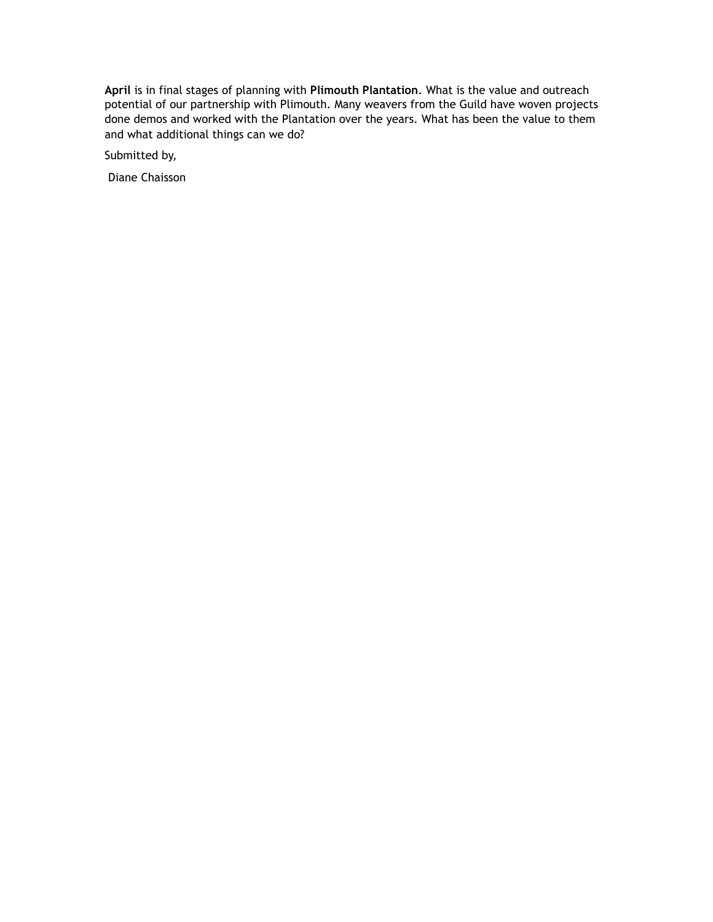**April** is in final stages of planning with **Plimouth Plantation**. What is the value and outreach potential of our partnership with Plimouth. Many weavers from the Guild have woven projects done demos and worked with the Plantation over the years. What has been the value to them and what additional things can we do?

Submitted by,

Diane Chaisson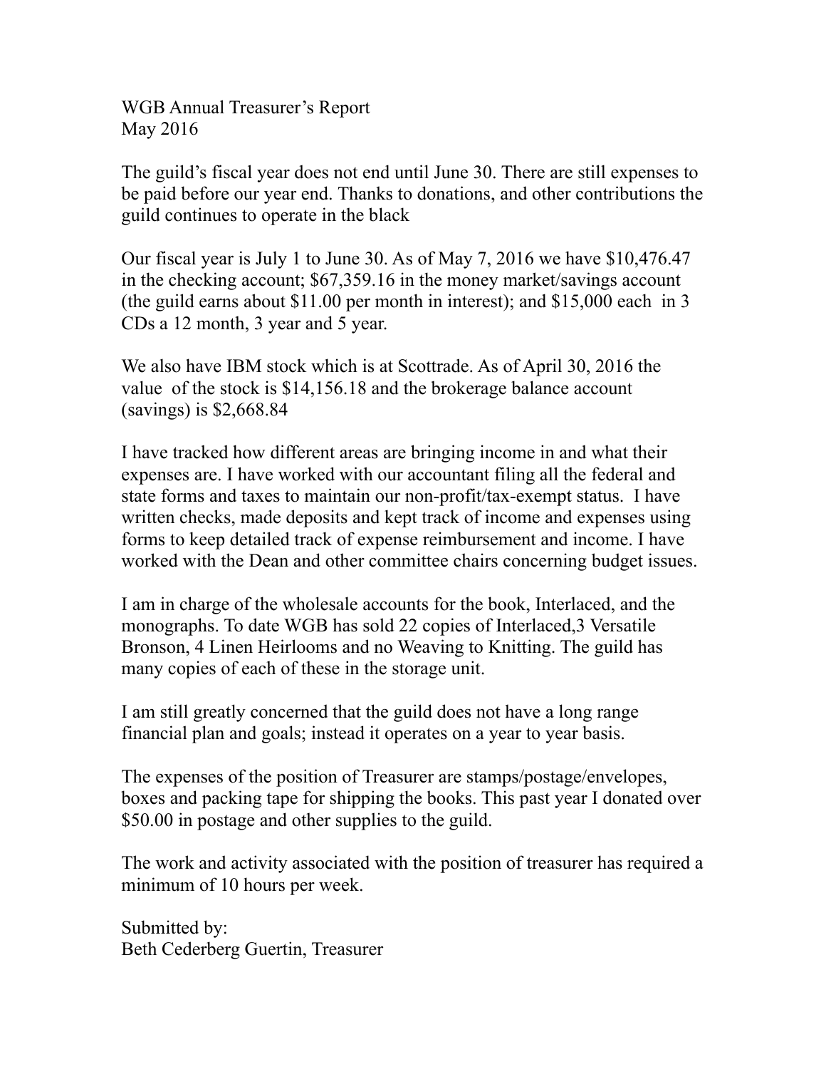WGB Annual Treasurer's Report
May 2016

The guild's fiscal year does not end until June 30. There are still expenses to be paid before our year end. Thanks to donations, and other contributions the guild continues to operate in the black

Our fiscal year is July 1 to June 30. As of May 7, 2016 we have $10,476.47 in the checking account; $67,359.16 in the money market/savings account (the guild earns about $11.00 per month in interest); and $15,000 each in 3 CDs a 12 month, 3 year and 5 year.

We also have IBM stock which is at Scottrade. As of April 30, 2016 the value of the stock is $14,156.18 and the brokerage balance account (savings) is $2,668.84

I have tracked how different areas are bringing income in and what their expenses are. I have worked with our accountant filing all the federal and state forms and taxes to maintain our non-profit/tax-exempt status. I have written checks, made deposits and kept track of income and expenses using forms to keep detailed track of expense reimbursement and income. I have worked with the Dean and other committee chairs concerning budget issues.

I am in charge of the wholesale accounts for the book, Interlaced, and the monographs. To date WGB has sold 22 copies of Interlaced,3 Versatile Bronson, 4 Linen Heirlooms and no Weaving to Knitting. The guild has many copies of each of these in the storage unit.

I am still greatly concerned that the guild does not have a long range financial plan and goals; instead it operates on a year to year basis.

The expenses of the position of Treasurer are stamps/postage/envelopes, boxes and packing tape for shipping the books. This past year I donated over $50.00 in postage and other supplies to the guild.

The work and activity associated with the position of treasurer has required a minimum of 10 hours per week.

Submitted by:
Beth Cederberg Guertin, Treasurer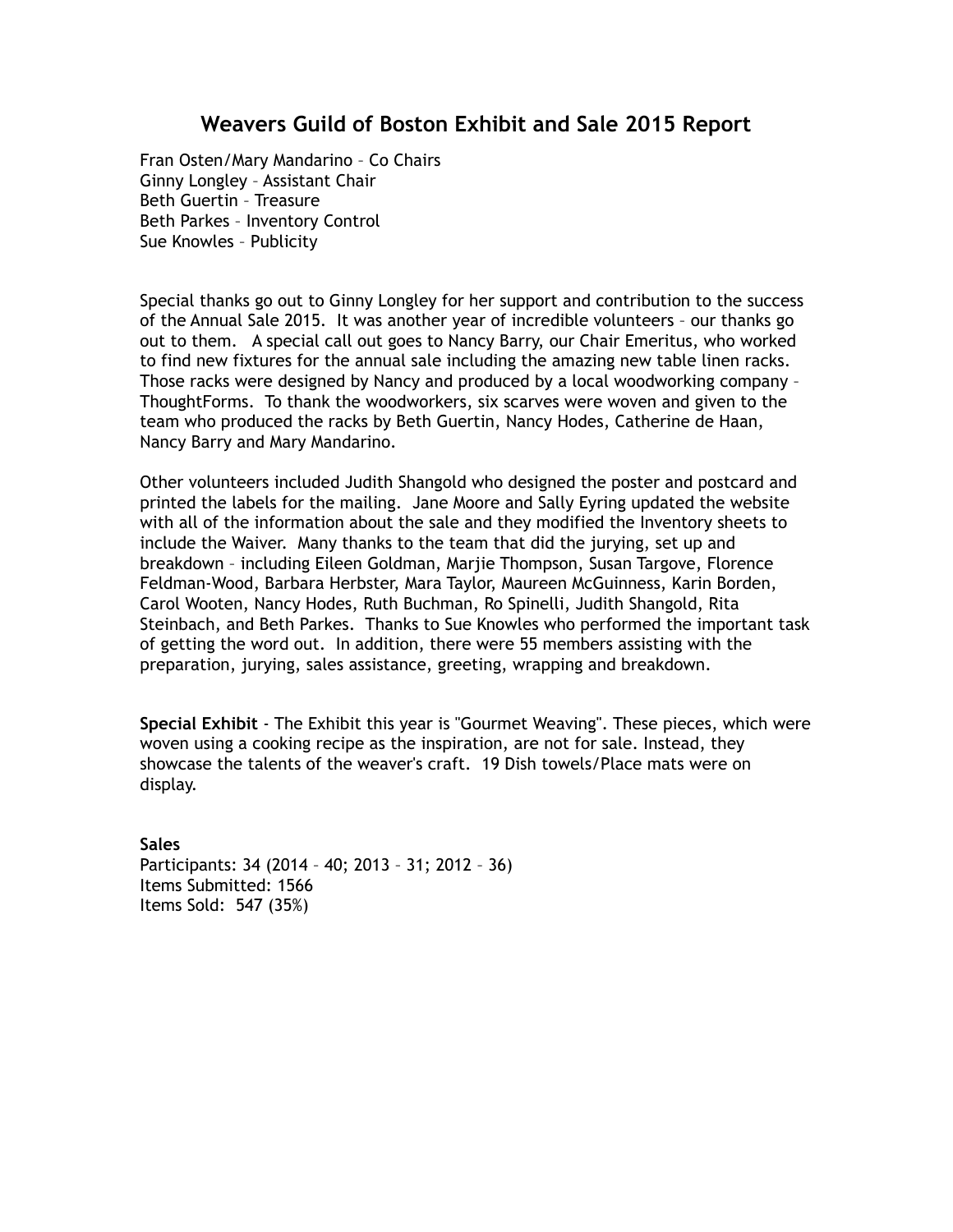# Weavers Guild of Boston Exhibit and Sale 2015 Report

Fran Osten/Mary Mandarino – Co Chairs
Ginny Longley – Assistant Chair
Beth Guertin – Treasure
Beth Parkes – Inventory Control
Sue Knowles – Publicity

Special thanks go out to Ginny Longley for her support and contribution to the success of the Annual Sale 2015. It was another year of incredible volunteers – our thanks go out to them. A special call out goes to Nancy Barry, our Chair Emeritus, who worked to find new fixtures for the annual sale including the amazing new table linen racks. Those racks were designed by Nancy and produced by a local woodworking company – ThoughtForms. To thank the woodworkers, six scarves were woven and given to the team who produced the racks by Beth Guertin, Nancy Hodes, Catherine de Haan, Nancy Barry and Mary Mandarino.

Other volunteers included Judith Shangold who designed the poster and postcard and printed the labels for the mailing. Jane Moore and Sally Eyring updated the website with all of the information about the sale and they modified the Inventory sheets to include the Waiver. Many thanks to the team that did the jurying, set up and breakdown – including Eileen Goldman, Marjie Thompson, Susan Targove, Florence Feldman-Wood, Barbara Herbster, Mara Taylor, Maureen McGuinness, Karin Borden, Carol Wooten, Nancy Hodes, Ruth Buchman, Ro Spinelli, Judith Shangold, Rita Steinbach, and Beth Parkes. Thanks to Sue Knowles who performed the important task of getting the word out. In addition, there were 55 members assisting with the preparation, jurying, sales assistance, greeting, wrapping and breakdown.

**Special Exhibit** - The Exhibit this year is "Gourmet Weaving". These pieces, which were woven using a cooking recipe as the inspiration, are not for sale. Instead, they showcase the talents of the weaver's craft. 19 Dish towels/Place mats were on display.

**Sales**
Participants: 34 (2014 – 40; 2013 – 31; 2012 – 36)
Items Submitted: 1566
Items Sold: 547 (35%)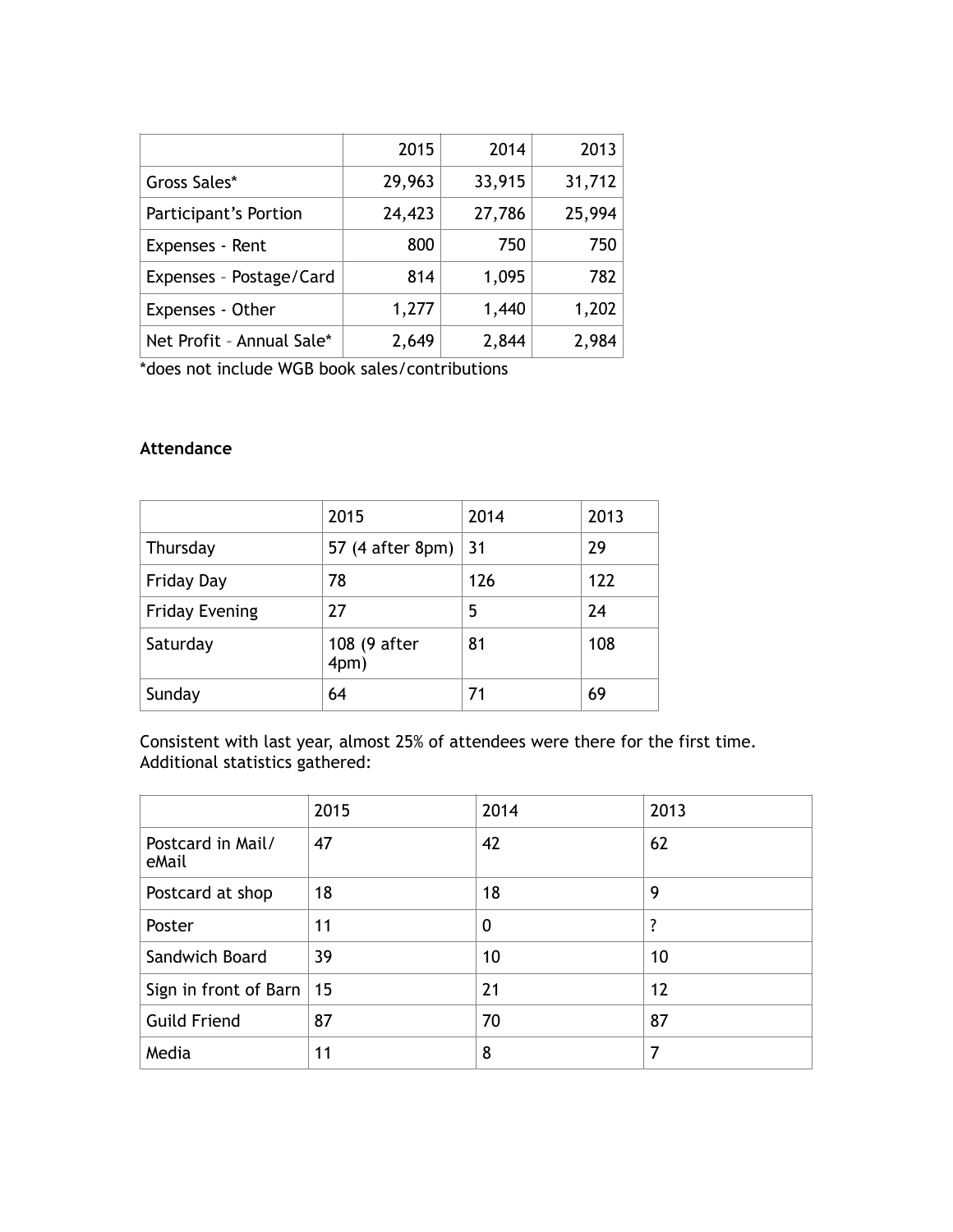| | 2015 | 2014 | 2013 |
|---|---|---|---|
| Gross Sales* | 29,963 | 33,915 | 31,712 |
| Participant's Portion | 24,423 | 27,786 | 25,994 |
| Expenses - Rent | 800 | 750 | 750 |
| Expenses – Postage/Card | 814 | 1,095 | 782 |
| Expenses - Other | 1,277 | 1,440 | 1,202 |
| Net Profit – Annual Sale* | 2,649 | 2,844 | 2,984 |

*does not include WGB book sales/contributions

**Attendance**

| | 2015 | 2014 | 2013 |
|---|---|---|---|
| Thursday | 57 (4 after 8pm) | 31 | 29 |
| Friday Day | 78 | 126 | 122 |
| Friday Evening | 27 | 5 | 24 |
| Saturday | 108 (9 after 4pm) | 81 | 108 |
| Sunday | 64 | 71 | 69 |

Consistent with last year, almost 25% of attendees were there for the first time. Additional statistics gathered:

| | 2015 | 2014 | 2013 |
|---|---|---|---|
| Postcard in Mail/ eMail | 47 | 42 | 62 |
| Postcard at shop | 18 | 18 | 9 |
| Poster | 11 | 0 | ? |
| Sandwich Board | 39 | 10 | 10 |
| Sign in front of Barn | 15 | 21 | 12 |
| Guild Friend | 87 | 70 | 87 |
| Media | 11 | 8 | 7 |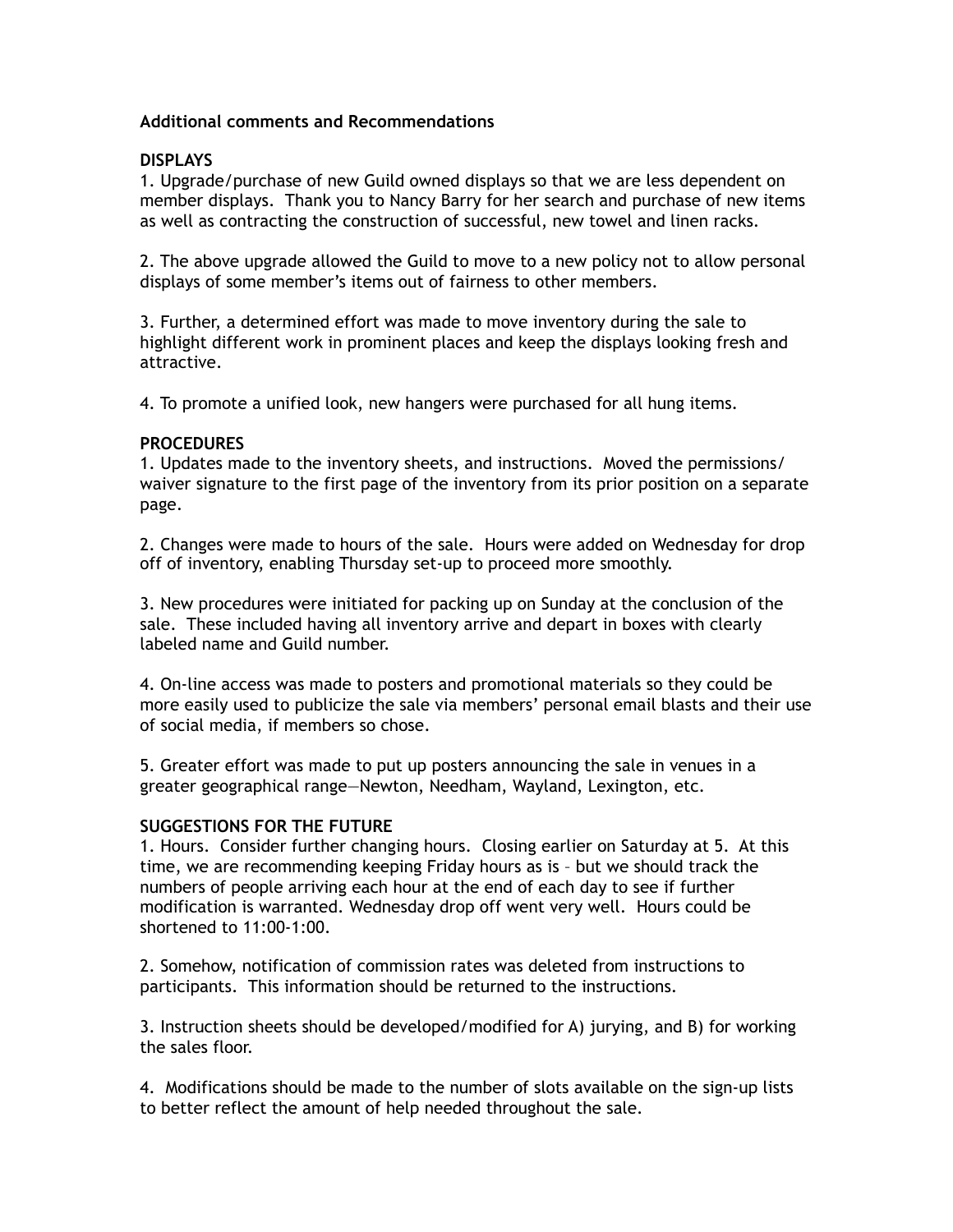**Additional comments and Recommendations**

**DISPLAYS**

1. Upgrade/purchase of new Guild owned displays so that we are less dependent on member displays. Thank you to Nancy Barry for her search and purchase of new items as well as contracting the construction of successful, new towel and linen racks.

2. The above upgrade allowed the Guild to move to a new policy not to allow personal displays of some member's items out of fairness to other members.

3. Further, a determined effort was made to move inventory during the sale to highlight different work in prominent places and keep the displays looking fresh and attractive.

4. To promote a unified look, new hangers were purchased for all hung items.

**PROCEDURES**

1. Updates made to the inventory sheets, and instructions. Moved the permissions/ waiver signature to the first page of the inventory from its prior position on a separate page.

2. Changes were made to hours of the sale. Hours were added on Wednesday for drop off of inventory, enabling Thursday set-up to proceed more smoothly.

3. New procedures were initiated for packing up on Sunday at the conclusion of the sale. These included having all inventory arrive and depart in boxes with clearly labeled name and Guild number.

4. On-line access was made to posters and promotional materials so they could be more easily used to publicize the sale via members' personal email blasts and their use of social media, if members so chose.

5. Greater effort was made to put up posters announcing the sale in venues in a greater geographical range—Newton, Needham, Wayland, Lexington, etc.

**SUGGESTIONS FOR THE FUTURE**

1. Hours. Consider further changing hours. Closing earlier on Saturday at 5. At this time, we are recommending keeping Friday hours as is – but we should track the numbers of people arriving each hour at the end of each day to see if further modification is warranted. Wednesday drop off went very well. Hours could be shortened to 11:00-1:00.

2. Somehow, notification of commission rates was deleted from instructions to participants. This information should be returned to the instructions.

3. Instruction sheets should be developed/modified for A) jurying, and B) for working the sales floor.

4. Modifications should be made to the number of slots available on the sign-up lists to better reflect the amount of help needed throughout the sale.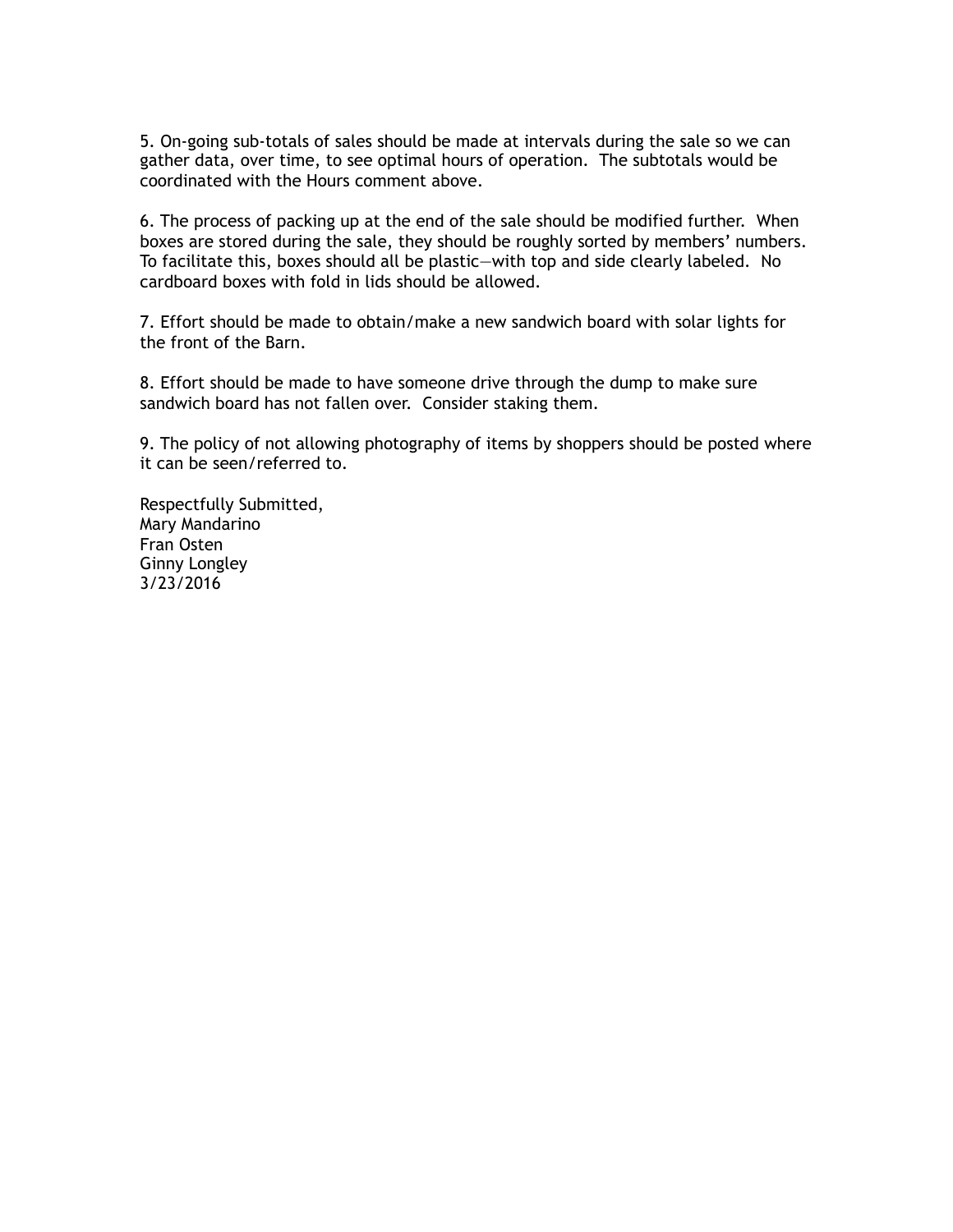5. On-going sub-totals of sales should be made at intervals during the sale so we can gather data, over time, to see optimal hours of operation. The subtotals would be coordinated with the Hours comment above.

6. The process of packing up at the end of the sale should be modified further. When boxes are stored during the sale, they should be roughly sorted by members' numbers. To facilitate this, boxes should all be plastic—with top and side clearly labeled. No cardboard boxes with fold in lids should be allowed.

7. Effort should be made to obtain/make a new sandwich board with solar lights for the front of the Barn.

8. Effort should be made to have someone drive through the dump to make sure sandwich board has not fallen over. Consider staking them.

9. The policy of not allowing photography of items by shoppers should be posted where it can be seen/referred to.

Respectfully Submitted,  
Mary Mandarino  
Fran Osten  
Ginny Longley  
3/23/2016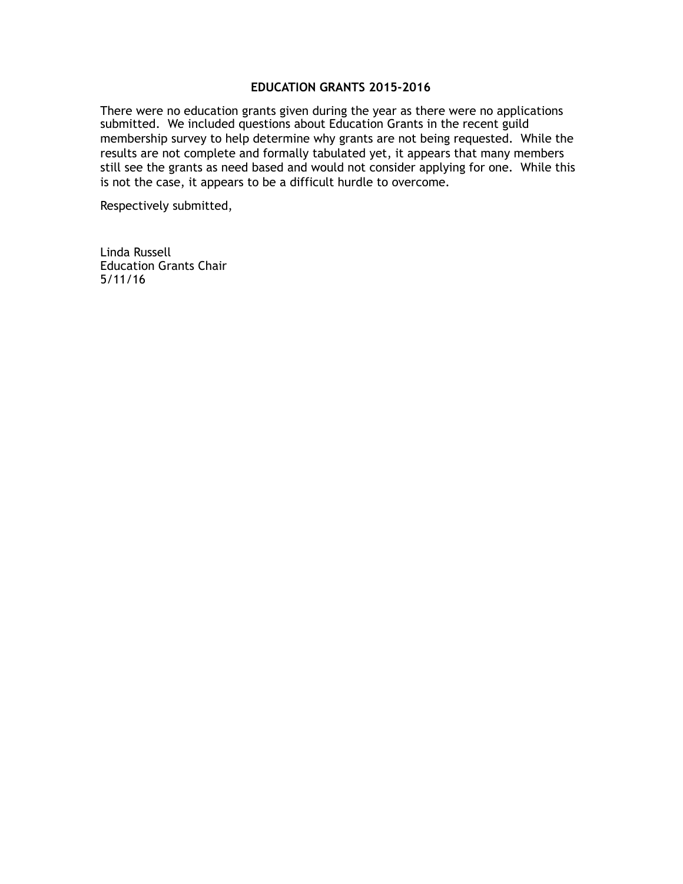## EDUCATION GRANTS 2015-2016

There were no education grants given during the year as there were no applications submitted. We included questions about Education Grants in the recent guild membership survey to help determine why grants are not being requested. While the results are not complete and formally tabulated yet, it appears that many members still see the grants as need based and would not consider applying for one. While this is not the case, it appears to be a difficult hurdle to overcome.

Respectively submitted,

Linda Russell
Education Grants Chair
5/11/16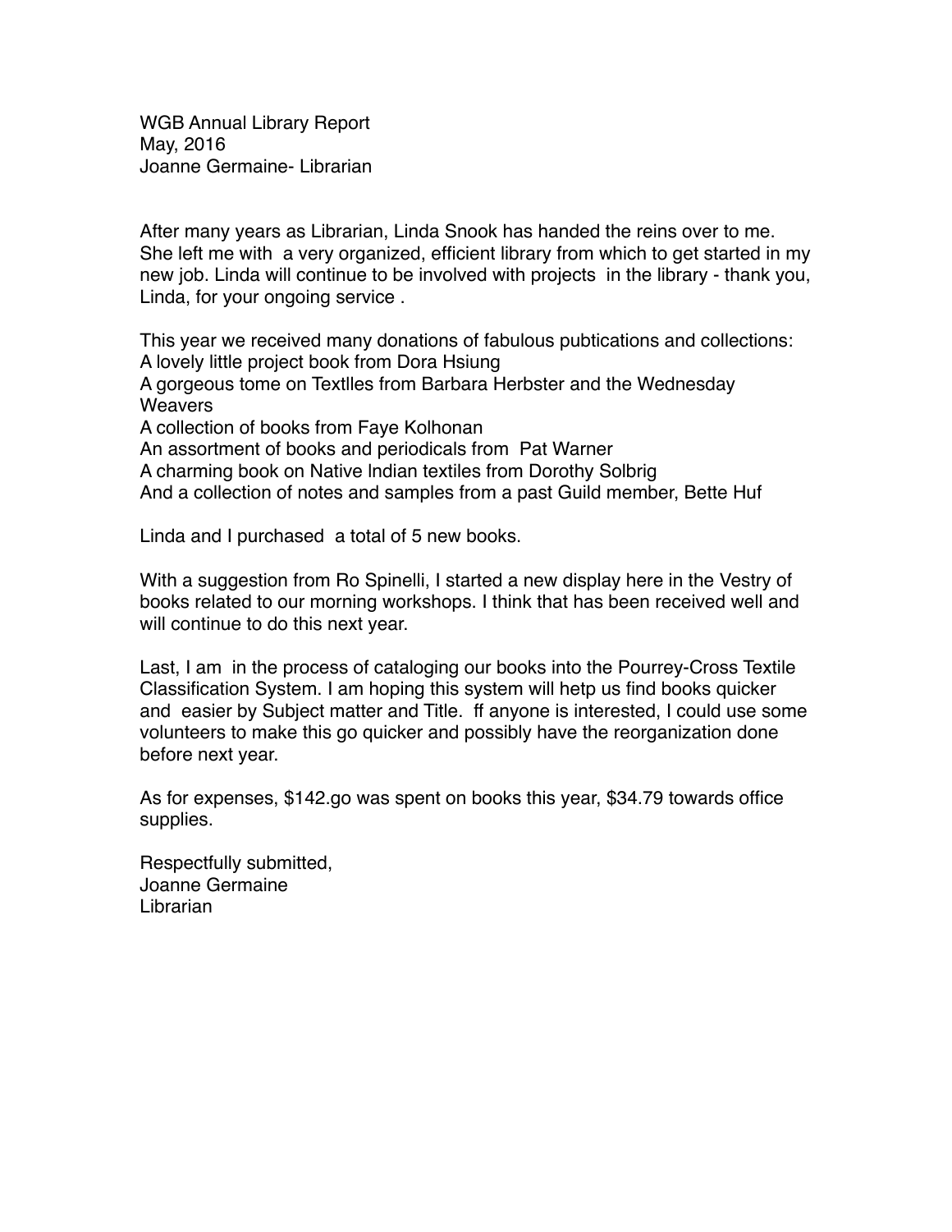WGB Annual Library Report
May, 2016
Joanne Germaine- Librarian

After many years as Librarian, Linda Snook has handed the reins over to me. She left me with a very organized, efficient library from which to get started in my new job. Linda will continue to be involved with projects in the library - thank you, Linda, for your ongoing service .

This year we received many donations of fabulous pubtications and collections:
A lovely little project book from Dora Hsiung
A gorgeous tome on Textlles from Barbara Herbster and the Wednesday Weavers
A collection of books from Faye Kolhonan
An assortment of books and periodicals from Pat Warner
A charming book on Native lndian textiles from Dorothy Solbrig
And a collection of notes and samples from a past Guild member, Bette Huf

Linda and I purchased a total of 5 new books.

With a suggestion from Ro Spinelli, I started a new display here in the Vestry of books related to our morning workshops. I think that has been received well and will continue to do this next year.

Last, I am in the process of cataloging our books into the Pourrey-Cross Textile Classification System. I am hoping this system will hetp us find books quicker and easier by Subject matter and Title. ff anyone is interested, I could use some volunteers to make this go quicker and possibly have the reorganization done before next year.

As for expenses, $142.go was spent on books this year, $34.79 towards office supplies.

Respectfully submitted,
Joanne Germaine
Librarian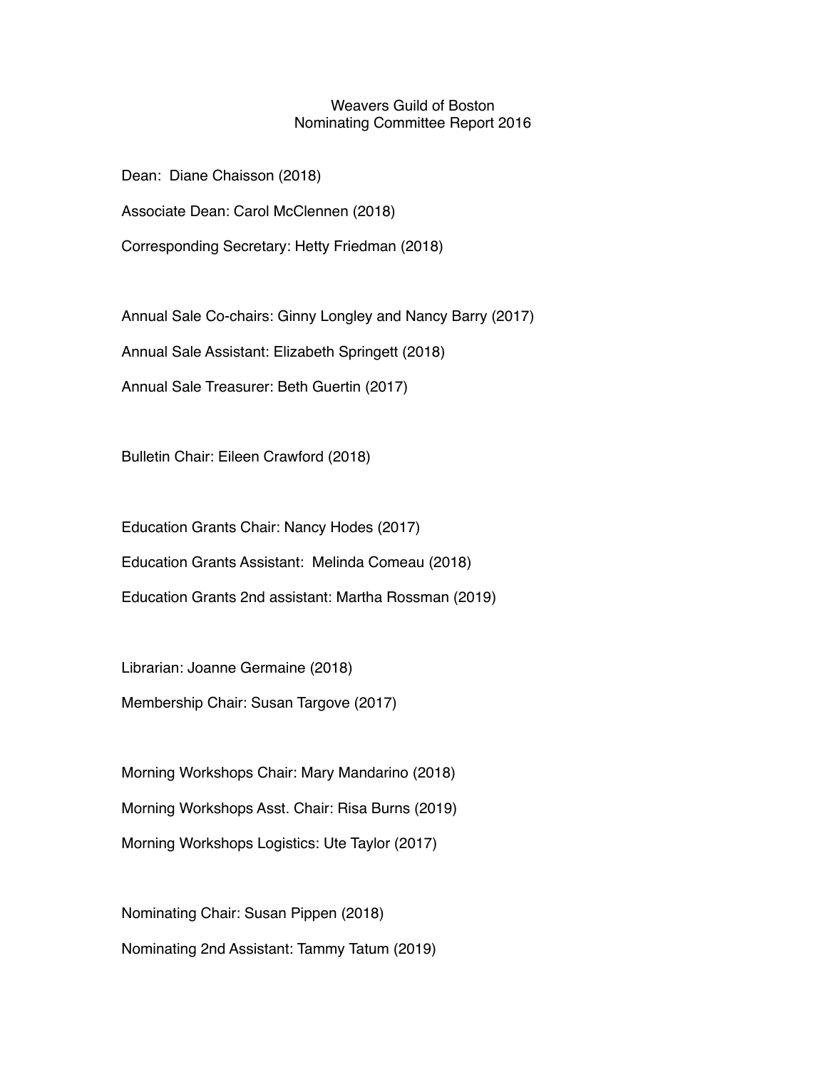# Weavers Guild of Boston
## Nominating Committee Report 2016

Dean: Diane Chaisson (2018)

Associate Dean: Carol McClennen (2018)

Corresponding Secretary: Hetty Friedman (2018)

Annual Sale Co-chairs: Ginny Longley and Nancy Barry (2017)

Annual Sale Assistant: Elizabeth Springett (2018)

Annual Sale Treasurer: Beth Guertin (2017)

Bulletin Chair: Eileen Crawford (2018)

Education Grants Chair: Nancy Hodes (2017)

Education Grants Assistant: Melinda Comeau (2018)

Education Grants 2nd assistant: Martha Rossman (2019)

Librarian: Joanne Germaine (2018)

Membership Chair: Susan Targove (2017)

Morning Workshops Chair: Mary Mandarino (2018)

Morning Workshops Asst. Chair: Risa Burns (2019)

Morning Workshops Logistics: Ute Taylor (2017)

Nominating Chair: Susan Pippen (2018)

Nominating 2nd Assistant: Tammy Tatum (2019)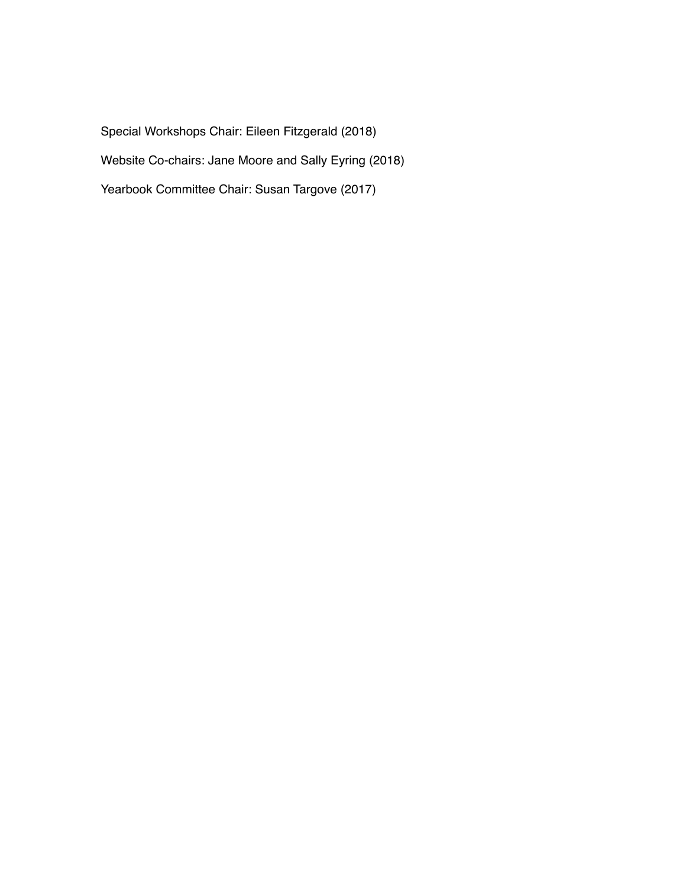Special Workshops Chair: Eileen Fitzgerald (2018)

Website Co-chairs: Jane Moore and Sally Eyring (2018)

Yearbook Committee Chair: Susan Targove (2017)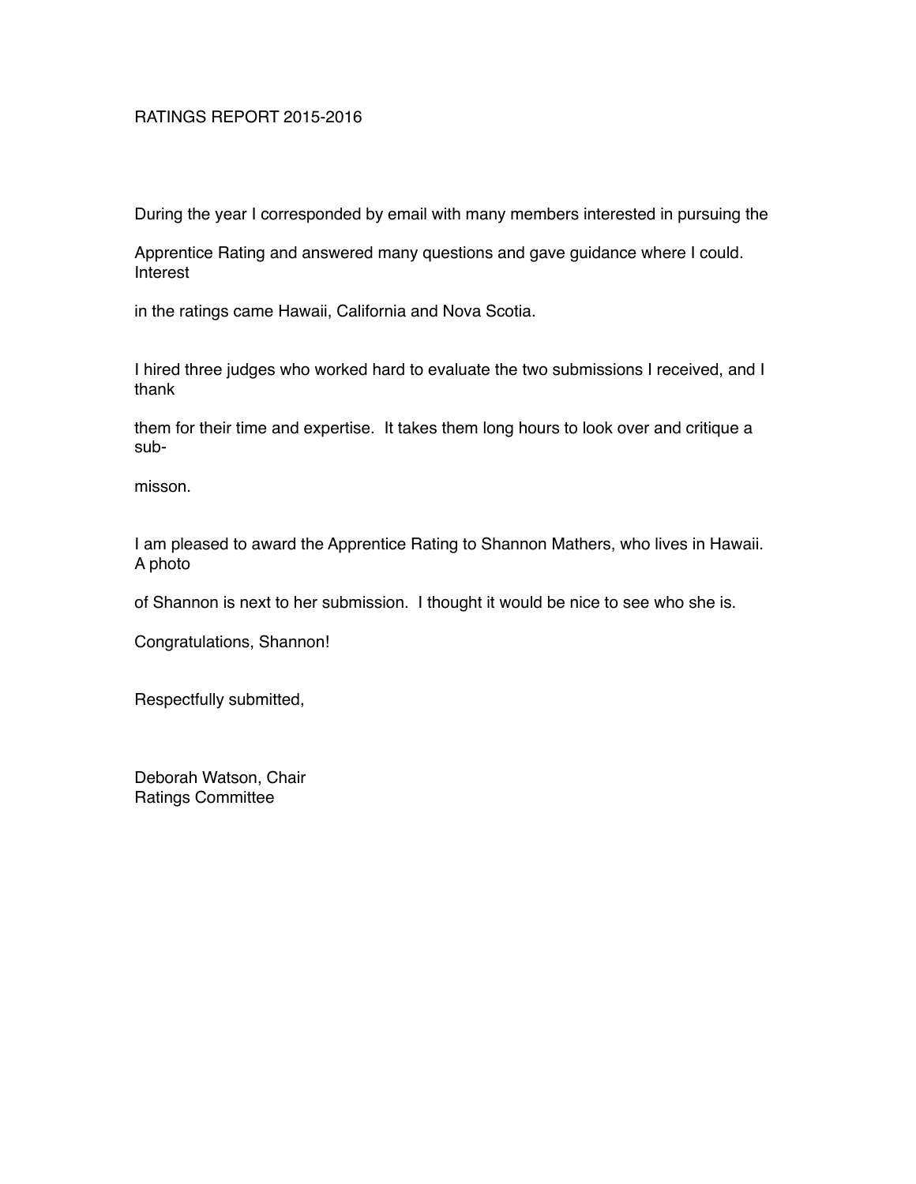RATINGS REPORT 2015-2016

During the year I corresponded by email with many members interested in pursuing the Apprentice Rating and answered many questions and gave guidance where I could. Interest in the ratings came Hawaii, California and Nova Scotia.

I hired three judges who worked hard to evaluate the two submissions I received, and I thank them for their time and expertise. It takes them long hours to look over and critique a submisson.

I am pleased to award the Apprentice Rating to Shannon Mathers, who lives in Hawaii. A photo of Shannon is next to her submission. I thought it would be nice to see who she is.

Congratulations, Shannon!

Respectfully submitted,

Deborah Watson, Chair
Ratings Committee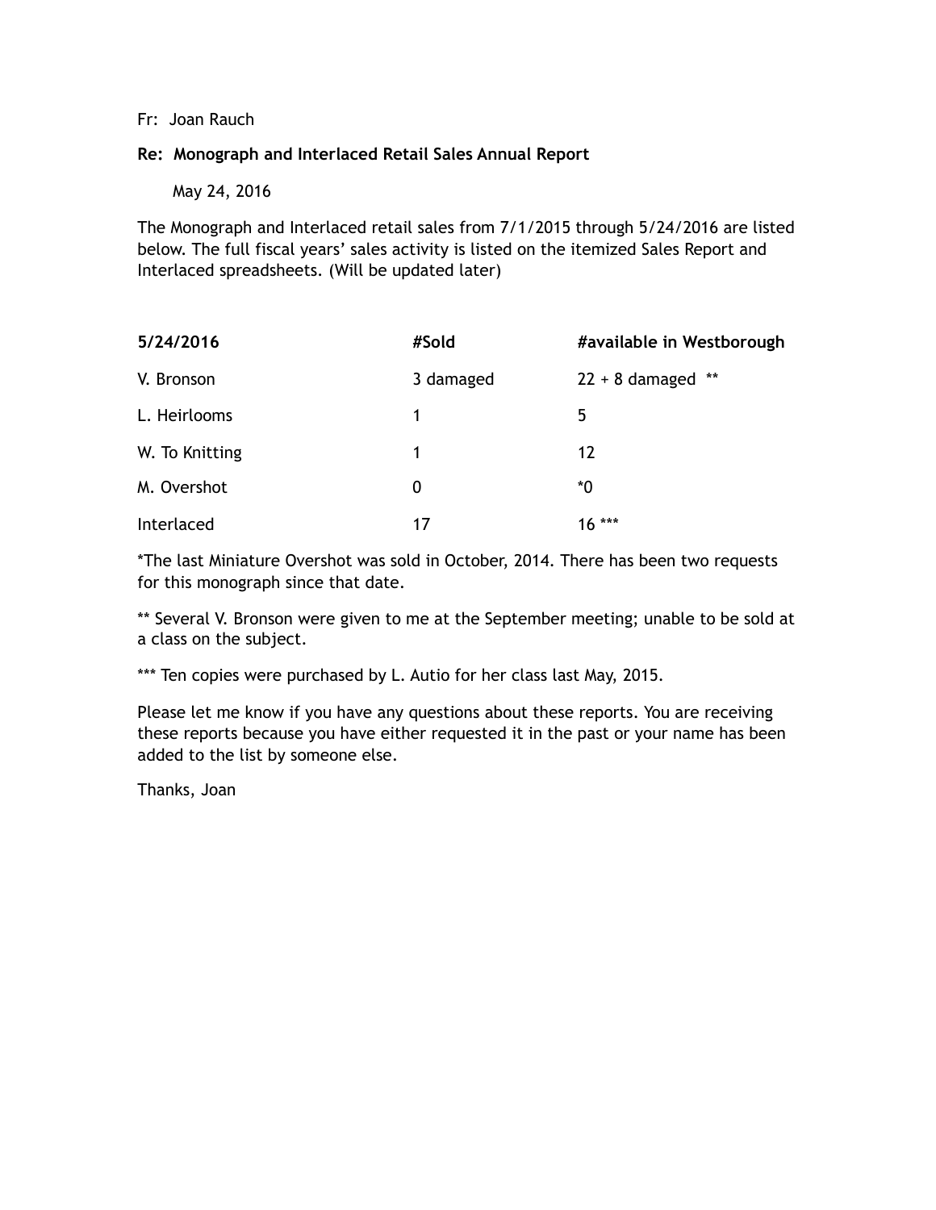Fr: Joan Rauch

**Re: Monograph and Interlaced Retail Sales Annual Report**

May 24, 2016

The Monograph and Interlaced retail sales from 7/1/2015 through 5/24/2016 are listed below. The full fiscal years' sales activity is listed on the itemized Sales Report and Interlaced spreadsheets. (Will be updated later)

| **5/24/2016** | **#Sold** | **#available in Westborough** |
|---|---|---|
| V. Bronson | 3 damaged | 22 + 8 damaged ** |
| L. Heirlooms | 1 | 5 |
| W. To Knitting | 1 | 12 |
| M. Overshot | 0 | *0 |
| Interlaced | 17 | 16 *** |

*The last Miniature Overshot was sold in October, 2014. There has been two requests for this monograph since that date.

** Several V. Bronson were given to me at the September meeting; unable to be sold at a class on the subject.

*** Ten copies were purchased by L. Autio for her class last May, 2015.

Please let me know if you have any questions about these reports. You are receiving these reports because you have either requested it in the past or your name has been added to the list by someone else.

Thanks, Joan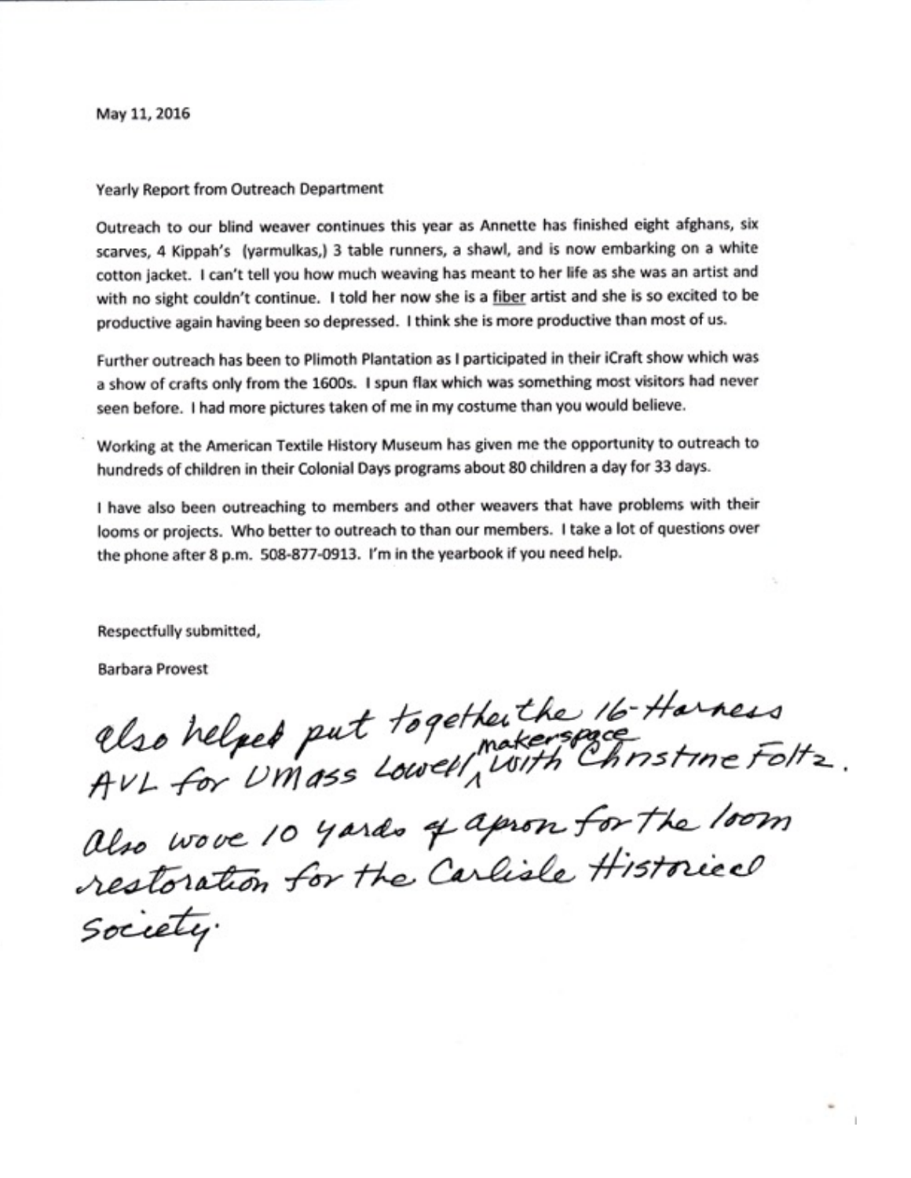May 11, 2016

Yearly Report from Outreach Department

Outreach to our blind weaver continues this year as Annette has finished eight afghans, six scarves, 4 Kippah's (yarmulkas,) 3 table runners, a shawl, and is now embarking on a white cotton jacket. I can't tell you how much weaving has meant to her life as she was an artist and with no sight couldn't continue. I told her now she is a <u>fiber</u> artist and she is so excited to be productive again having been so depressed. I think she is more productive than most of us.

Further outreach has been to Plimoth Plantation as I participated in their iCraft show which was a show of crafts only from the 1600s. I spun flax which was something most visitors had never seen before. I had more pictures taken of me in my costume than you would believe.

Working at the American Textile History Museum has given me the opportunity to outreach to hundreds of children in their Colonial Days programs about 80 children a day for 33 days.

I have also been outreaching to members and other weavers that have problems with their looms or projects. Who better to outreach to than our members. I take a lot of questions over the phone after 8 p.m. 508-877-0913. I'm in the yearbook if you need help.

Respectfully submitted,

Barbara Provest

Also helped put together the 16-Harness AVL for UMass Lowell makerspace with Christine Foltz.

Also wove 10 yards of apron for the loom restoration for the Carlisle Historical Society.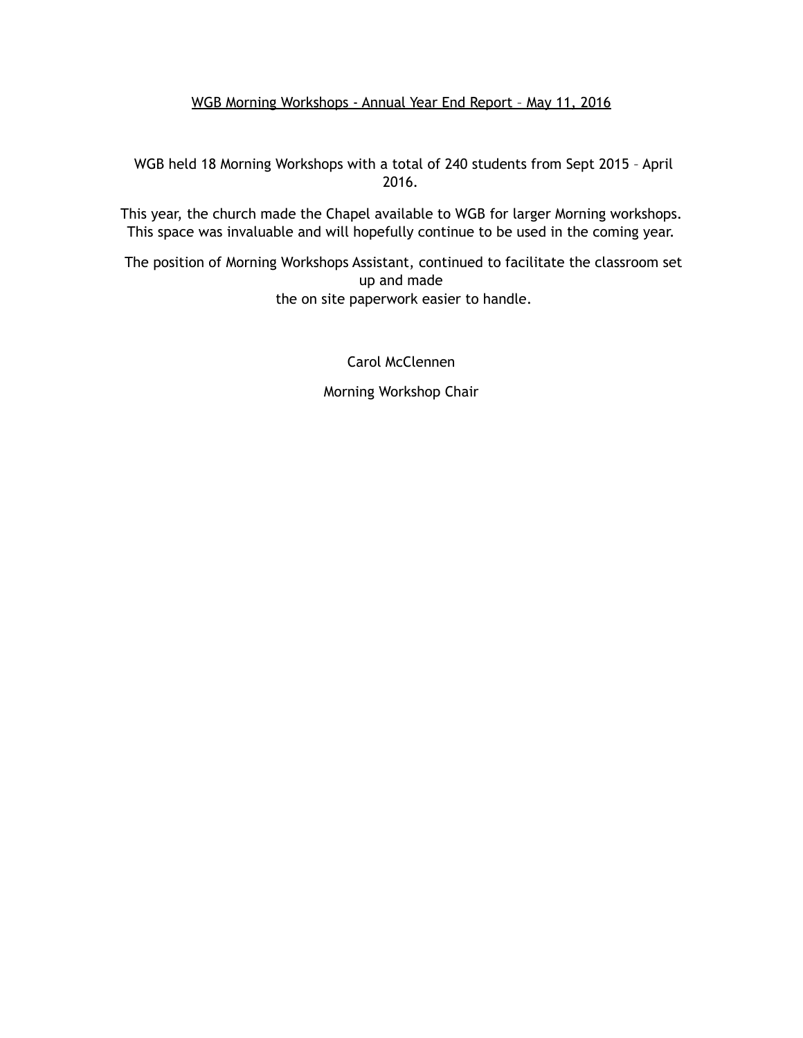<u>WGB Morning Workshops - Annual Year End Report – May 11, 2016</u>

WGB held 18 Morning Workshops with a total of 240 students from Sept 2015 – April 2016.

This year, the church made the Chapel available to WGB for larger Morning workshops. This space was invaluable and will hopefully continue to be used in the coming year.

The position of Morning Workshops Assistant, continued to facilitate the classroom set up and made the on site paperwork easier to handle.

Carol McClennen

Morning Workshop Chair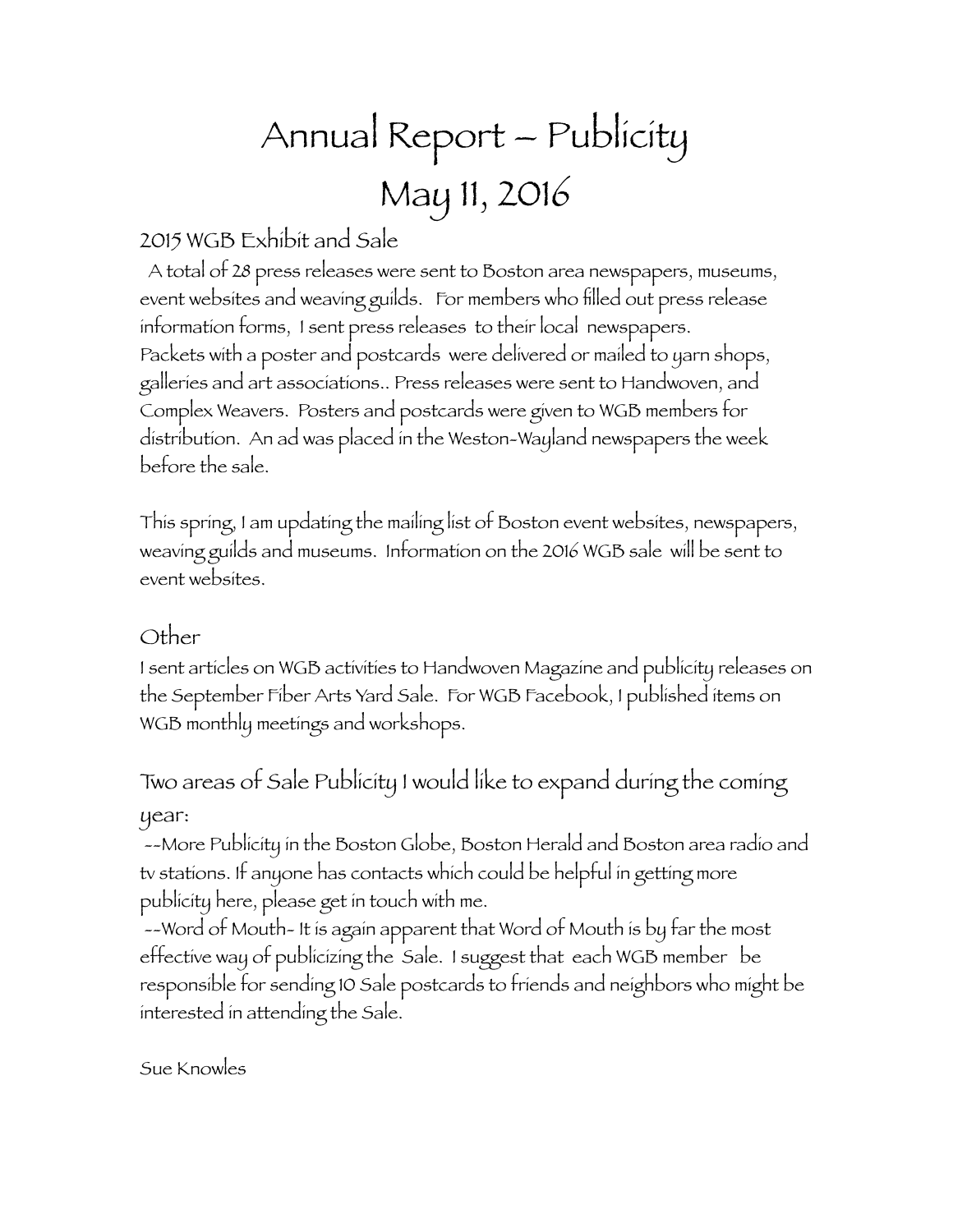# Annual Report – Publicity
# May 11, 2016

## 2015 WGB Exhibit and Sale

A total of 28 press releases were sent to Boston area newspapers, museums, event websites and weaving guilds. For members who filled out press release information forms, I sent press releases to their local newspapers. Packets with a poster and postcards were delivered or mailed to yarn shops, galleries and art associations.. Press releases were sent to Handwoven, and Complex Weavers. Posters and postcards were given to WGB members for distribution. An ad was placed in the Weston-Wayland newspapers the week before the sale.

This spring, I am updating the mailing list of Boston event websites, newspapers, weaving guilds and museums. Information on the 2016 WGB sale will be sent to event websites.

## Other

I sent articles on WGB activities to Handwoven Magazine and publicity releases on the September Fiber Arts Yard Sale. For WGB Facebook, I published items on WGB monthly meetings and workshops.

## Two areas of Sale Publicity I would like to expand during the coming year:

--More Publicity in the Boston Globe, Boston Herald and Boston area radio and tv stations. If anyone has contacts which could be helpful in getting more publicity here, please get in touch with me.

--Word of Mouth- It is again apparent that Word of Mouth is by far the most effective way of publicizing the Sale. I suggest that each WGB member be responsible for sending 10 Sale postcards to friends and neighbors who might be interested in attending the Sale.

Sue Knowles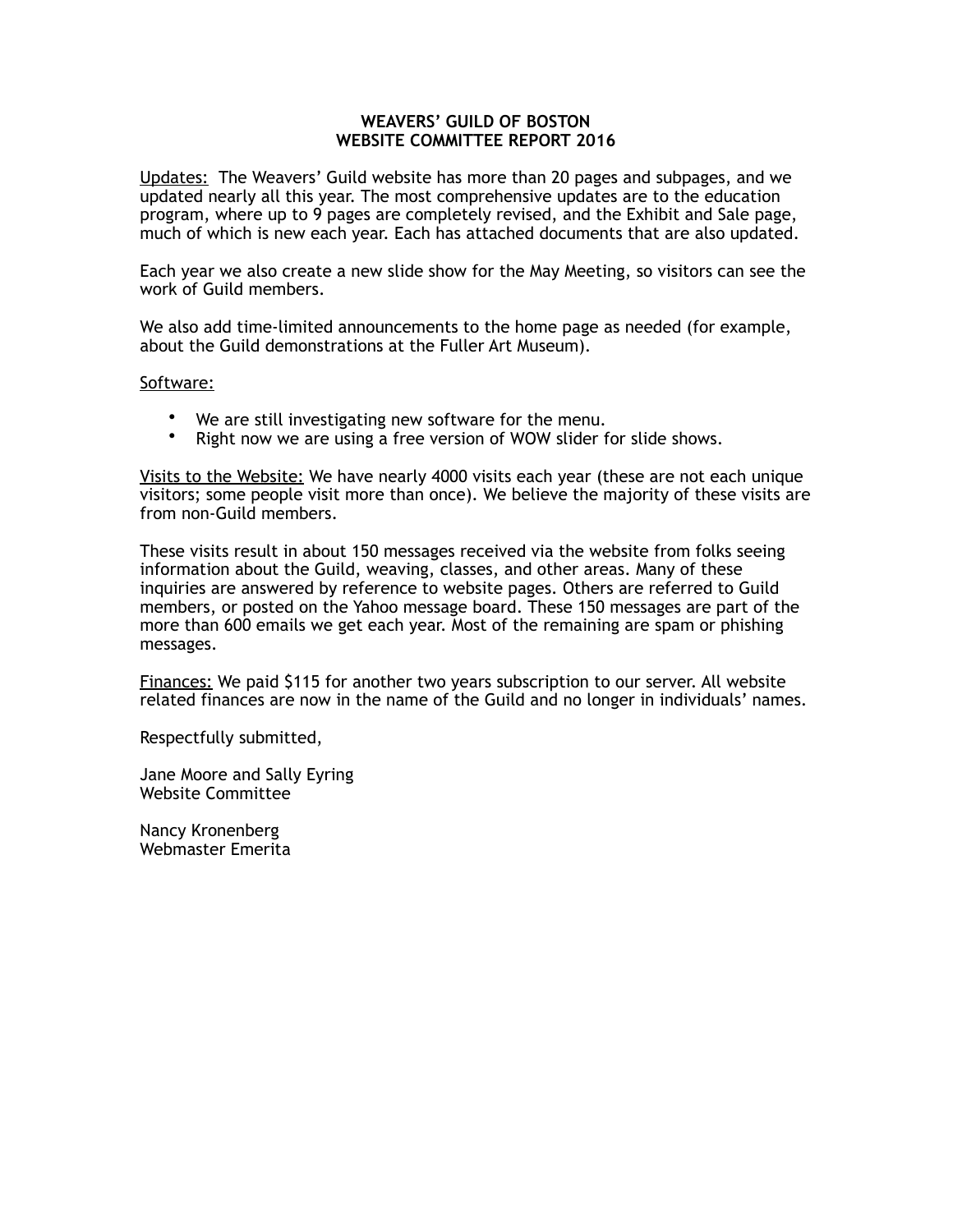**WEAVERS' GUILD OF BOSTON**
**WEBSITE COMMITTEE REPORT 2016**

Updates: The Weavers' Guild website has more than 20 pages and subpages, and we updated nearly all this year. The most comprehensive updates are to the education program, where up to 9 pages are completely revised, and the Exhibit and Sale page, much of which is new each year. Each has attached documents that are also updated.

Each year we also create a new slide show for the May Meeting, so visitors can see the work of Guild members.

We also add time-limited announcements to the home page as needed (for example, about the Guild demonstrations at the Fuller Art Museum).

Software:

- We are still investigating new software for the menu.
- Right now we are using a free version of WOW slider for slide shows.

Visits to the Website: We have nearly 4000 visits each year (these are not each unique visitors; some people visit more than once). We believe the majority of these visits are from non-Guild members.

These visits result in about 150 messages received via the website from folks seeing information about the Guild, weaving, classes, and other areas. Many of these inquiries are answered by reference to website pages. Others are referred to Guild members, or posted on the Yahoo message board. These 150 messages are part of the more than 600 emails we get each year. Most of the remaining are spam or phishing messages.

Finances: We paid $115 for another two years subscription to our server. All website related finances are now in the name of the Guild and no longer in individuals' names.

Respectfully submitted,

Jane Moore and Sally Eyring
Website Committee

Nancy Kronenberg
Webmaster Emerita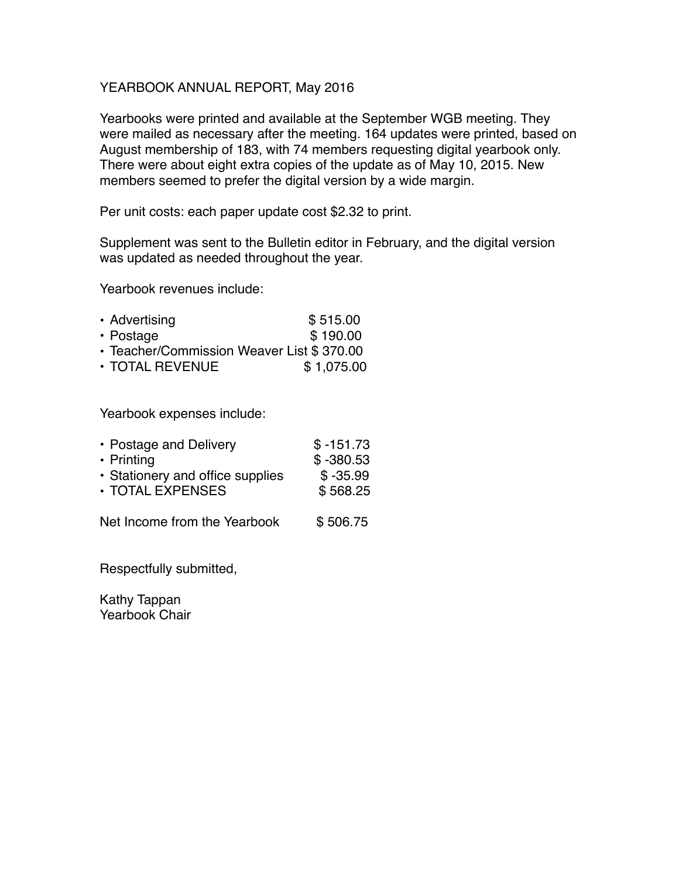YEARBOOK ANNUAL REPORT, May 2016

Yearbooks were printed and available at the September WGB meeting. They were mailed as necessary after the meeting. 164 updates were printed, based on August membership of 183, with 74 members requesting digital yearbook only. There were about eight extra copies of the update as of May 10, 2015. New members seemed to prefer the digital version by a wide margin.

Per unit costs: each paper update cost $2.32 to print.

Supplement was sent to the Bulletin editor in February, and the digital version was updated as needed throughout the year.

Yearbook revenues include:

- Advertising $ 515.00
- Postage $ 190.00
- Teacher/Commission Weaver List $ 370.00
- TOTAL REVENUE $ 1,075.00

Yearbook expenses include:

- Postage and Delivery $ -151.73
- Printing $ -380.53
- Stationery and office supplies $ -35.99
- TOTAL EXPENSES $ 568.25

Net Income from the Yearbook $ 506.75

Respectfully submitted,

Kathy Tappan
Yearbook Chair